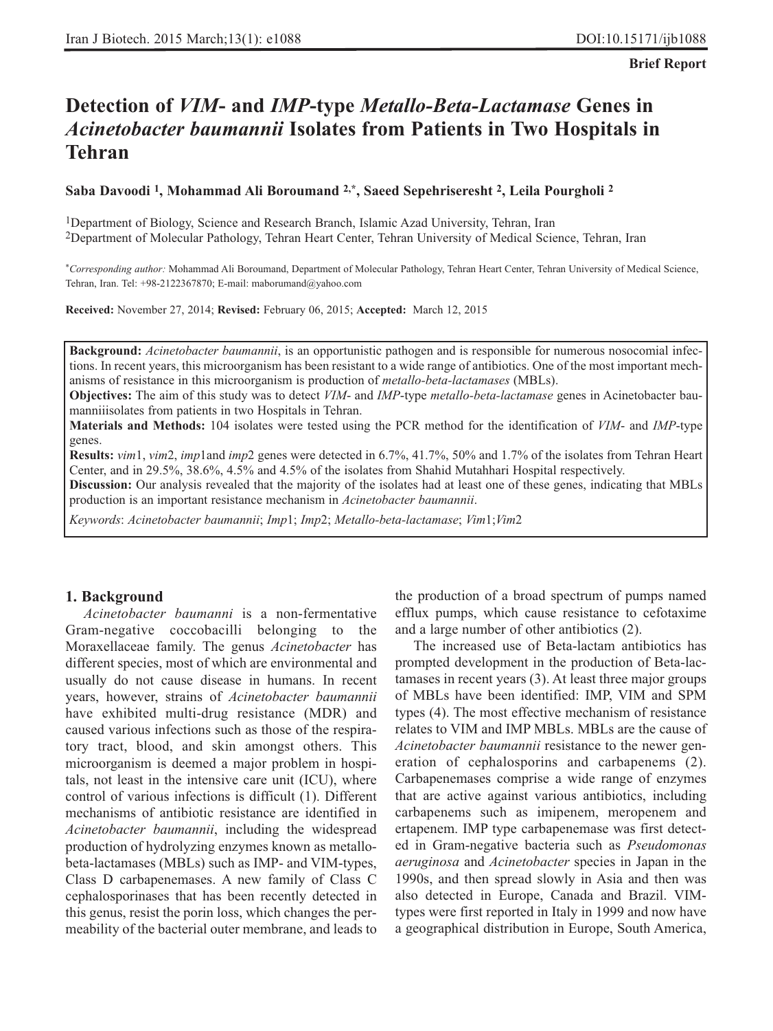**Brief Report**

# Detection of *VIM*- and *IMP*-type *Metallo-Beta-Lactamase* Genes in *Acinetobacter baumannii* Isolates from Patients in Two Hospitals in Tehran

**Saba Davoodi [1], Mohammad Ali Boroumand [2,*], Saeed Sepehriseresht [2], Leila Pourgholi [2]**

[1]Department of Biology, Science and Research Branch, Islamic Azad University, Tehran, Iran
[2]Department of Molecular Pathology, Tehran Heart Center, Tehran University of Medical Science, Tehran, Iran

*\*Corresponding author:* Mohammad Ali Boroumand, Department of Molecular Pathology, Tehran Heart Center, Tehran University of Medical Science, Tehran, Iran. Tel: +98-2122367870; E-mail: maborumand@yahoo.com

**Received:** November 27, 2014; **Revised:** February 06, 2015; **Accepted:** March 12, 2015

**Background:** *Acinetobacter baumannii*, is an opportunistic pathogen and is responsible for numerous nosocomial infections. In recent years, this microorganism has been resistant to a wide range of antibiotics. One of the most important mechanisms of resistance in this microorganism is production of *metallo-beta-lactamases* (MBLs).
**Objectives:** The aim of this study was to detect *VIM*- and *IMP*-type *metallo-beta-lactamase* genes in Acinetobacter baumanniiisolates from patients in two Hospitals in Tehran.
**Materials and Methods:** 104 isolates were tested using the PCR method for the identification of *VIM*- and *IMP*-type genes.
**Results:** *vim*1, *vim*2, *imp*1and *imp*2 genes were detected in 6.7%, 41.7%, 50% and 1.7% of the isolates from Tehran Heart Center, and in 29.5%, 38.6%, 4.5% and 4.5% of the isolates from Shahid Mutahhari Hospital respectively.
**Discussion:** Our analysis revealed that the majority of the isolates had at least one of these genes, indicating that MBLs production is an important resistance mechanism in *Acinetobacter baumannii*.
*Keywords*: *Acinetobacter baumannii*; *Imp*1; *Imp*2; *Metallo-beta-lactamase*; *Vim*1;*Vim*2

## 1. Background

*Acinetobacter baumanni* is a non-fermentative Gram-negative coccobacilli belonging to the Moraxellaceae family. The genus *Acinetobacter* has different species, most of which are environmental and usually do not cause disease in humans. In recent years, however, strains of *Acinetobacter baumannii* have exhibited multi-drug resistance (MDR) and caused various infections such as those of the respiratory tract, blood, and skin amongst others. This microorganism is deemed a major problem in hospitals, not least in the intensive care unit (ICU), where control of various infections is difficult (1). Different mechanisms of antibiotic resistance are identified in *Acinetobacter baumannii*, including the widespread production of hydrolyzing enzymes known as metallo-beta-lactamases (MBLs) such as IMP- and VIM-types, Class D carbapenemases. A new family of Class C cephalosporinases that has been recently detected in this genus, resist the porin loss, which changes the permeability of the bacterial outer membrane, and leads to the production of a broad spectrum of pumps named efflux pumps, which cause resistance to cefotaxime and a large number of other antibiotics (2).

The increased use of Beta-lactam antibiotics has prompted development in the production of Beta-lactamases in recent years (3). At least three major groups of MBLs have been identified: IMP, VIM and SPM types (4). The most effective mechanism of resistance relates to VIM and IMP MBLs. MBLs are the cause of *Acinetobacter baumannii* resistance to the newer generation of cephalosporins and carbapenems (2). Carbapenemases comprise a wide range of enzymes that are active against various antibiotics, including carbapenems such as imipenem, meropenem and ertapenem. IMP type carbapenemase was first detected in Gram-negative bacteria such as *Pseudomonas aeruginosa* and *Acinetobacter* species in Japan in the 1990s, and then spread slowly in Asia and then was also detected in Europe, Canada and Brazil. VIM-types were first reported in Italy in 1999 and now have a geographical distribution in Europe, South America,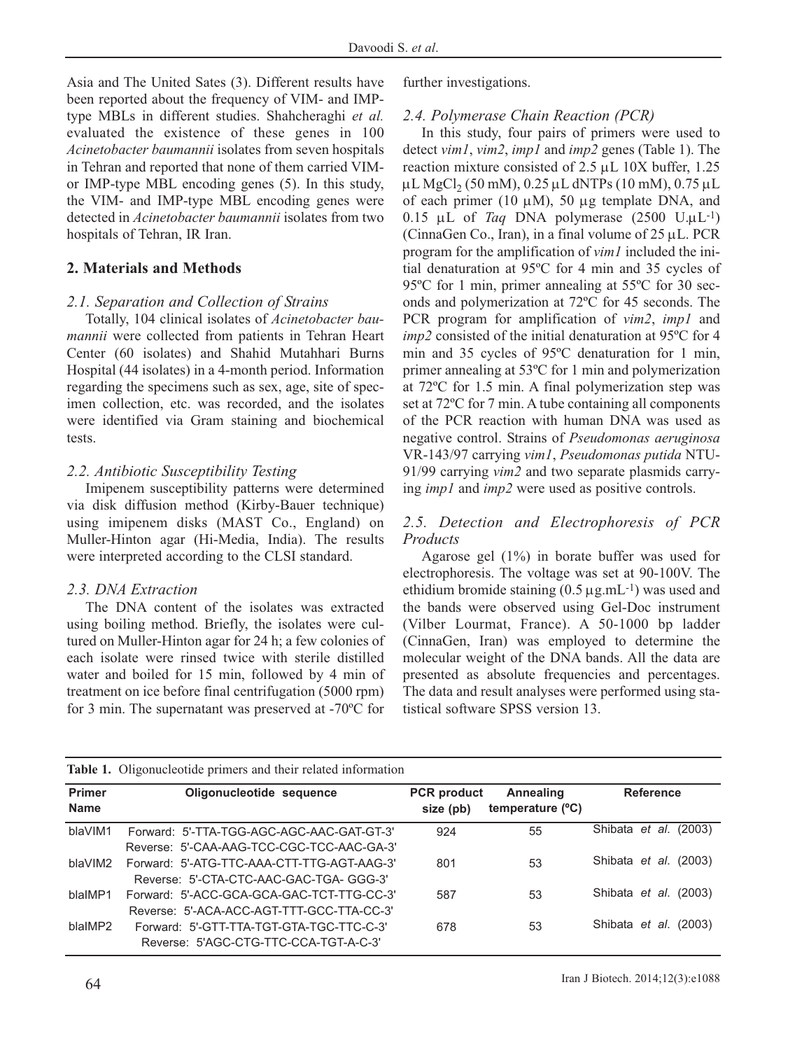Asia and The United Sates (3). Different results have been reported about the frequency of VIM- and IMP-type MBLs in different studies. Shahcheraghi *et al.* evaluated the existence of these genes in 100 *Acinetobacter baumannii* isolates from seven hospitals in Tehran and reported that none of them carried VIM- or IMP-type MBL encoding genes (5). In this study, the VIM- and IMP-type MBL encoding genes were detected in *Acinetobacter baumannii* isolates from two hospitals of Tehran, IR Iran.

## 2. Materials and Methods

### 2.1. Separation and Collection of Strains

Totally, 104 clinical isolates of *Acinetobacter baumannii* were collected from patients in Tehran Heart Center (60 isolates) and Shahid Mutahhari Burns Hospital (44 isolates) in a 4-month period. Information regarding the specimens such as sex, age, site of specimen collection, etc. was recorded, and the isolates were identified via Gram staining and biochemical tests.

### 2.2. Antibiotic Susceptibility Testing

Imipenem susceptibility patterns were determined via disk diffusion method (Kirby-Bauer technique) using imipenem disks (MAST Co., England) on Muller-Hinton agar (Hi-Media, India). The results were interpreted according to the CLSI standard.

### 2.3. DNA Extraction

The DNA content of the isolates was extracted using boiling method. Briefly, the isolates were cultured on Muller-Hinton agar for 24 h; a few colonies of each isolate were rinsed twice with sterile distilled water and boiled for 15 min, followed by 4 min of treatment on ice before final centrifugation (5000 rpm) for 3 min. The supernatant was preserved at -70ºC for further investigations.

### 2.4. Polymerase Chain Reaction (PCR)

In this study, four pairs of primers were used to detect *vim1*, *vim2*, *imp1* and *imp2* genes (Table 1). The reaction mixture consisted of 2.5 μL 10X buffer, 1.25 μL $MgCl_2$ (50 mM), 0.25 μL dNTPs (10 mM), 0.75 μL of each primer (10 μM), 50 μg template DNA, and 0.15 μL of *Taq* DNA polymerase (2500 U.μL$^{-1}$) (CinnaGen Co., Iran), in a final volume of 25 μL. PCR program for the amplification of *vim1* included the initial denaturation at 95ºC for 4 min and 35 cycles of 95ºC for 1 min, primer annealing at 55ºC for 30 seconds and polymerization at 72ºC for 45 seconds. The PCR program for amplification of *vim2*, *imp1* and *imp2* consisted of the initial denaturation at 95ºC for 4 min and 35 cycles of 95ºC denaturation for 1 min, primer annealing at 53ºC for 1 min and polymerization at 72ºC for 1.5 min. A final polymerization step was set at 72ºC for 7 min. A tube containing all components of the PCR reaction with human DNA was used as negative control. Strains of *Pseudomonas aeruginosa* VR-143/97 carrying *vim1*, *Pseudomonas putida* NTU-91/99 carrying *vim2* and two separate plasmids carrying *imp1* and *imp2* were used as positive controls.

### 2.5. Detection and Electrophoresis of PCR Products

Agarose gel (1%) in borate buffer was used for electrophoresis. The voltage was set at 90-100V. The ethidium bromide staining (0.5 μg.mL$^{-1}$) was used and the bands were observed using Gel-Doc instrument (Vilber Lourmat, France). A 50-1000 bp ladder (CinnaGen, Iran) was employed to determine the molecular weight of the DNA bands. All the data are presented as absolute frequencies and percentages. The data and result analyses were performed using statistical software SPSS version 13.

**Table 1.** Oligonucleotide primers and their related information

| Primer Name | Oligonucleotide sequence | PCR product size (pb) | Annealing temperature (ºC) | Reference |
|---|---|---|---|---|
| blaVIM1 | Forward: 5'-TTA-TGG-AGC-AGC-AAC-GAT-GT-3'<br>Reverse: 5'-CAA-AAG-TCC-CGC-TCC-AAC-GA-3' | 924 | 55 | Shibata *et al.* (2003) |
| blaVIM2 | Forward: 5'-ATG-TTC-AAA-CTT-TTG-AGT-AAG-3'<br>Reverse: 5'-CTA-CTC-AAC-GAC-TGA- GGG-3' | 801 | 53 | Shibata *et al.* (2003) |
| blaIMP1 | Forward: 5'-ACC-GCA-GCA-GAC-TCT-TTG-CC-3'<br>Reverse: 5'-ACA-ACC-AGT-TTT-GCC-TTA-CC-3' | 587 | 53 | Shibata *et al.* (2003) |
| blaIMP2 | Forward: 5'-GTT-TTA-TGT-GTA-TGC-TTC-C-3'<br>Reverse: 5'AGC-CTG-TTC-CCA-TGT-A-C-3' | 678 | 53 | Shibata *et al.* (2003) |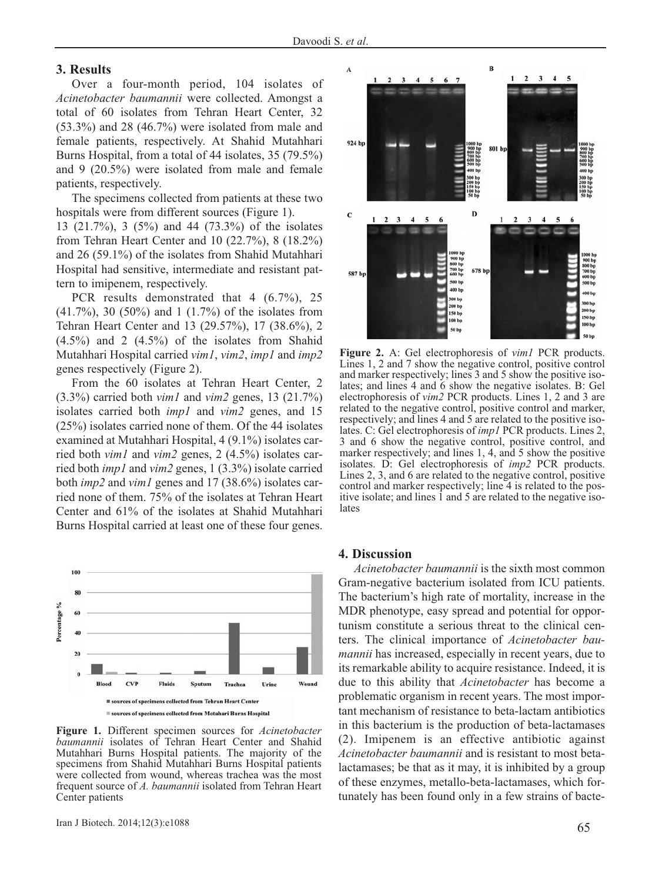## 3. Results

Over a four-month period, 104 isolates of *Acinetobacter baumannii* were collected. Amongst a total of 60 isolates from Tehran Heart Center, 32 (53.3%) and 28 (46.7%) were isolated from male and female patients, respectively. At Shahid Mutahhari Burns Hospital, from a total of 44 isolates, 35 (79.5%) and 9 (20.5%) were isolated from male and female patients, respectively.

The specimens collected from patients at these two hospitals were from different sources (Figure 1).

13 (21.7%), 3 (5%) and 44 (73.3%) of the isolates from Tehran Heart Center and 10 (22.7%), 8 (18.2%) and 26 (59.1%) of the isolates from Shahid Mutahhari Hospital had sensitive, intermediate and resistant pattern to imipenem, respectively.

PCR results demonstrated that 4 (6.7%), 25 (41.7%), 30 (50%) and 1 (1.7%) of the isolates from Tehran Heart Center and 13 (29.57%), 17 (38.6%), 2 (4.5%) and 2 (4.5%) of the isolates from Shahid Mutahhari Hospital carried *vim1*, *vim2*, *imp1* and *imp2* genes respectively (Figure 2).

From the 60 isolates at Tehran Heart Center, 2 (3.3%) carried both *vim1* and *vim2* genes, 13 (21.7%) isolates carried both *imp1* and *vim2* genes, and 15 (25%) isolates carried none of them. Of the 44 isolates examined at Mutahhari Hospital, 4 (9.1%) isolates carried both *vim1* and *vim2* genes, 2 (4.5%) isolates carried both *imp1* and *vim2* genes, 1 (3.3%) isolate carried both *imp2* and *vim1* genes and 17 (38.6%) isolates carried none of them. 75% of the isolates at Tehran Heart Center and 61% of the isolates at Shahid Mutahhari Burns Hospital carried at least one of these four genes.

**Figure 1.** Different specimen sources for *Acinetobacter baumannii* isolates of Tehran Heart Center and Shahid Mutahhari Burns Hospital patients. The majority of the specimens from Shahid Mutahhari Burns Hospital patients were collected from wound, whereas trachea was the most frequent source of *A. baumannii* isolated from Tehran Heart Center patients

**Figure 2.** A: Gel electrophoresis of *vim1* PCR products. Lines 1, 2 and 7 show the negative control, positive control and marker respectively; lines 3 and 5 show the positive isolates; and lines 4 and 6 show the negative isolates. B: Gel electrophoresis of *vim2* PCR products. Lines 1, 2 and 3 are related to the negative control, positive control and marker, respectively; and lines 4 and 5 are related to the positive isolates. C: Gel electrophoresis of *imp1* PCR products. Lines 2, 3 and 6 show the negative control, positive control, and marker respectively; and lines 1, 4, and 5 show the positive isolates. D: Gel electrophoresis of *imp2* PCR products. Lines 2, 3, and 6 are related to the negative control, positive control and marker respectively; line 4 is related to the positive isolate; and lines 1 and 5 are related to the negative isolates

## 4. Discussion

*Acinetobacter baumannii* is the sixth most common Gram-negative bacterium isolated from ICU patients. The bacterium's high rate of mortality, increase in the MDR phenotype, easy spread and potential for opportunism constitute a serious threat to the clinical centers. The clinical importance of *Acinetobacter baumannii* has increased, especially in recent years, due to its remarkable ability to acquire resistance. Indeed, it is due to this ability that *Acinetobacter* has become a problematic organism in recent years. The most important mechanism of resistance to beta-lactam antibiotics in this bacterium is the production of beta-lactamases (2). Imipenem is an effective antibiotic against *Acinetobacter baumannii* and is resistant to most beta-lactamases; be that as it may, it is inhibited by a group of these enzymes, metallo-beta-lactamases, which fortunately has been found only in a few strains of bacte-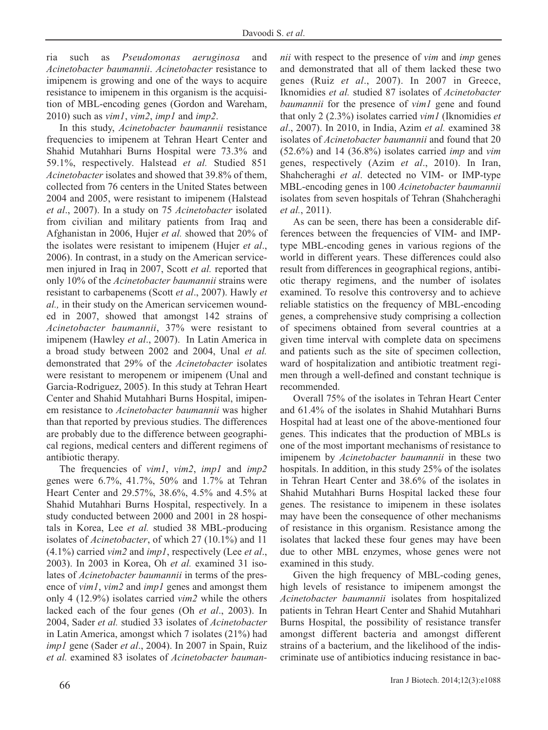ria such as *Pseudomonas aeruginosa* and *Acinetobacter baumannii*. *Acinetobacter* resistance to imipenem is growing and one of the ways to acquire resistance to imipenem in this organism is the acquisition of MBL-encoding genes (Gordon and Wareham, 2010) such as *vim1*, *vim2*, *imp1* and *imp2*.

In this study, *Acinetobacter baumannii* resistance frequencies to imipenem at Tehran Heart Center and Shahid Mutahhari Burns Hospital were 73.3% and 59.1%, respectively. Halstead *et al.* Studied 851 *Acinetobacter* isolates and showed that 39.8% of them, collected from 76 centers in the United States between 2004 and 2005, were resistant to imipenem (Halstead *et al*., 2007). In a study on 75 *Acinetobacter* isolated from civilian and military patients from Iraq and Afghanistan in 2006, Hujer *et al.* showed that 20% of the isolates were resistant to imipenem (Hujer *et al*., 2006). In contrast, in a study on the American servicemen injured in Iraq in 2007, Scott *et al.* reported that only 10% of the *Acinetobacter baumannii* strains were resistant to carbapenems (Scott *et al*., 2007). Hawly *et al.,* in their study on the American servicemen wounded in 2007, showed that amongst 142 strains of *Acinetobacter baumannii*, 37% were resistant to imipenem (Hawley *et al*., 2007). In Latin America in a broad study between 2002 and 2004, Unal *et al.* demonstrated that 29% of the *Acinetobacter* isolates were resistant to meropenem or imipenem (Unal and Garcia-Rodriguez, 2005). In this study at Tehran Heart Center and Shahid Mutahhari Burns Hospital, imipenem resistance to *Acinetobacter baumannii* was higher than that reported by previous studies. The differences are probably due to the difference between geographical regions, medical centers and different regimens of antibiotic therapy.

The frequencies of *vim1*, *vim2*, *imp1* and *imp2* genes were 6.7%, 41.7%, 50% and 1.7% at Tehran Heart Center and 29.57%, 38.6%, 4.5% and 4.5% at Shahid Mutahhari Burns Hospital, respectively. In a study conducted between 2000 and 2001 in 28 hospitals in Korea, Lee *et al.* studied 38 MBL-producing isolates of *Acinetobacter*, of which 27 (10.1%) and 11 (4.1%) carried *vim2* and *imp1*, respectively (Lee *et al*., 2003). In 2003 in Korea, Oh *et al.* examined 31 isolates of *Acinetobacter baumannii* in terms of the presence of *vim1*, *vim2* and *imp1* genes and amongst them only 4 (12.9%) isolates carried *vim2* while the others lacked each of the four genes (Oh *et al*., 2003). In 2004, Sader *et al.* studied 33 isolates of *Acinetobacter* in Latin America, amongst which 7 isolates (21%) had *imp1* gene (Sader *et al*., 2004). In 2007 in Spain, Ruiz *et al.* examined 83 isolates of *Acinetobacter baumannii* with respect to the presence of *vim* and *imp* genes and demonstrated that all of them lacked these two genes (Ruiz *et al*., 2007). In 2007 in Greece, Iknomidies *et al.* studied 87 isolates of *Acinetobacter baumannii* for the presence of *vim1* gene and found that only 2 (2.3%) isolates carried *vim1* (Iknomidies *et al*., 2007). In 2010, in India, Azim *et al.* examined 38 isolates of *Acinetobacter baumannii* and found that 20 (52.6%) and 14 (36.8%) isolates carried *imp* and *vim* genes, respectively (Azim *et al*., 2010). In Iran, Shahcheraghi *et al*. detected no VIM- or IMP-type MBL-encoding genes in 100 *Acinetobacter baumannii* isolates from seven hospitals of Tehran (Shahcheraghi *et al.*, 2011).

As can be seen, there has been a considerable differences between the frequencies of VIM- and IMP-type MBL-encoding genes in various regions of the world in different years. These differences could also result from differences in geographical regions, antibiotic therapy regimens, and the number of isolates examined. To resolve this controversy and to achieve reliable statistics on the frequency of MBL-encoding genes, a comprehensive study comprising a collection of specimens obtained from several countries at a given time interval with complete data on specimens and patients such as the site of specimen collection, ward of hospitalization and antibiotic treatment regimen through a well-defined and constant technique is recommended.

Overall 75% of the isolates in Tehran Heart Center and 61.4% of the isolates in Shahid Mutahhari Burns Hospital had at least one of the above-mentioned four genes. This indicates that the production of MBLs is one of the most important mechanisms of resistance to imipenem by *Acinetobacter baumannii* in these two hospitals. In addition, in this study 25% of the isolates in Tehran Heart Center and 38.6% of the isolates in Shahid Mutahhari Burns Hospital lacked these four genes. The resistance to imipenem in these isolates may have been the consequence of other mechanisms of resistance in this organism. Resistance among the isolates that lacked these four genes may have been due to other MBL enzymes, whose genes were not examined in this study.

Given the high frequency of MBL-coding genes, high levels of resistance to imipenem amongst the *Acinetobacter baumannii* isolates from hospitalized patients in Tehran Heart Center and Shahid Mutahhari Burns Hospital, the possibility of resistance transfer amongst different bacteria and amongst different strains of a bacterium, and the likelihood of the indiscriminate use of antibiotics inducing resistance in bac-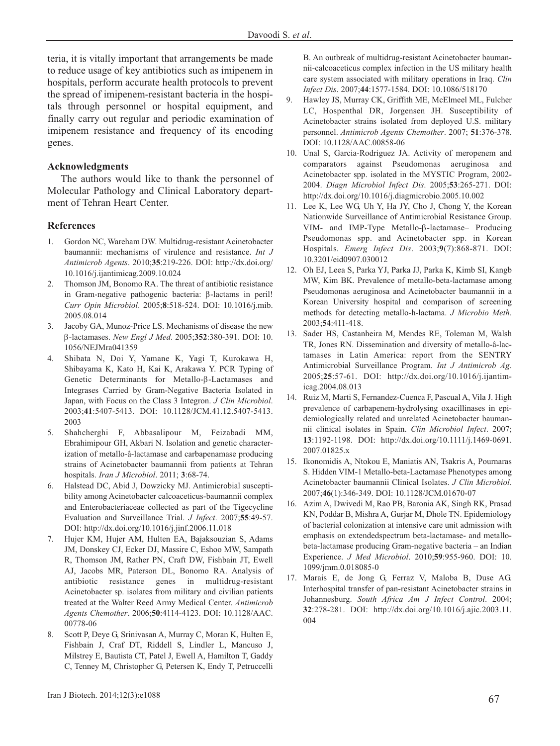teria, it is vitally important that arrangements be made to reduce usage of key antibiotics such as imipenem in hospitals, perform accurate health protocols to prevent the spread of imipenem-resistant bacteria in the hospitals through personnel or hospital equipment, and finally carry out regular and periodic examination of imipenem resistance and frequency of its encoding genes.

### Acknowledgments

The authors would like to thank the personnel of Molecular Pathology and Clinical Laboratory department of Tehran Heart Center.

### References

1. Gordon NC, Wareham DW. Multidrug-resistant Acinetobacter baumannii: mechanisms of virulence and resistance. *Int J Antimicrob Agents*. 2010;**35**:219-226. DOI: http://dx.doi.org/10.1016/j.ijantimicag.2009.10.024
2. Thomson JM, Bonomo RA. The threat of antibiotic resistance in Gram-negative pathogenic bacteria: β-lactams in peril! *Curr Opin Microbiol*. 2005;**8**:518-524. DOI: 10.1016/j.mib.2005.08.014
3. Jacoby GA, Munoz-Price LS. Mechanisms of disease the new β-lactamases. *New Engl J Med*. 2005;**352**:380-391. DOI: 10.1056/NEJMra041359
4. Shibata N, Doi Y, Yamane K, Yagi T, Kurokawa H, Shibayama K, Kato H, Kai K, Arakawa Y. PCR Typing of Genetic Determinants for Metallo-β-Lactamases and Integrases Carried by Gram-Negative Bacteria Isolated in Japan, with Focus on the Class 3 Integron. *J Clin Microbiol*. 2003;**41**:5407-5413. DOI: 10.1128/JCM.41.12.5407-5413.2003
5. Shahcherghi F, Abbasalipour M, Feizabadi MM, Ebrahimipour GH, Akbari N. Isolation and genetic characterization of metallo-â-lactamase and carbapenamase producing strains of Acinetobacter baumannii from patients at Tehran hospitals. *Iran J Microbiol*. 2011; **3**:68-74.
6. Halstead DC, Abid J, Dowzicky MJ. Antimicrobial susceptibility among Acinetobacter calcoaceticus-baumannii complex and Enterobacteriaceae collected as part of the Tigecycline Evaluation and Surveillance Trial. *J Infect*. 2007;**55**:49-57. DOI: http://dx.doi.org/10.1016/j.jinf.2006.11.018
7. Hujer KM, Hujer AM, Hulten EA, Bajaksouzian S, Adams JM, Donskey CJ, Ecker DJ, Massire C, Eshoo MW, Sampath R, Thomson JM, Rather PN, Craft DW, Fishbain JT, Ewell AJ, Jacobs MR, Paterson DL, Bonomo RA. Analysis of antibiotic resistance genes in multidrug-resistant Acinetobacter sp. isolates from military and civilian patients treated at the Walter Reed Army Medical Center. *Antimicrob Agents Chemother*. 2006;**50**:4114-4123. DOI: 10.1128/AAC.00778-06
8. Scott P, Deye G, Srinivasan A, Murray C, Moran K, Hulten E, Fishbain J, Craf DT, Riddell S, Lindler L, Mancuso J, Milstrey E, Bautista CT, Patel J, Ewell A, Hamilton T, Gaddy C, Tenney M, Christopher G, Petersen K, Endy T, Petruccelli B. An outbreak of multidrug-resistant Acinetobacter baumannii-calcoaceticus complex infection in the US military health care system associated with military operations in Iraq. *Clin Infect Dis*. 2007;**44**:1577-1584. DOI: 10.1086/518170
9. Hawley JS, Murray CK, Griffith ME, McElmeel ML, Fulcher LC, Hospenthal DR, Jorgensen JH. Susceptibility of Acinetobacter strains isolated from deployed U.S. military personnel. *Antimicrob Agents Chemother*. 2007; **51**:376-378. DOI: 10.1128/AAC.00858-06
10. Unal S, Garcia-Rodriguez JA. Activity of meropenem and comparators against Pseudomonas aeruginosa and Acinetobacter spp. isolated in the MYSTIC Program, 2002-2004. *Diagn Microbiol Infect Dis*. 2005;**53**:265-271. DOI: http://dx.doi.org/10.1016/j.diagmicrobio.2005.10.002
11. Lee K, Lee WG, Uh Y, Ha JY, Cho J, Chong Y, the Korean Nationwide Surveillance of Antimicrobial Resistance Group. VIM- and IMP-Type Metallo-β-lactamase– Producing Pseudomonas spp. and Acinetobacter spp. in Korean Hospitals. *Emerg Infect Dis*. 2003;**9**(7):868-871. DOI: 10.3201/eid0907.030012
12. Oh EJ, Leea S, Parka YJ, Parka JJ, Parka K, Kimb SI, Kangb MW, Kim BK. Prevalence of metallo-beta-lactamase among Pseudomonas aeruginosa and Acinetobacter baumannii in a Korean University hospital and comparison of screening methods for detecting metallo-h-lactama. *J Microbio Meth*. 2003;**54**:411-418.
13. Sader HS, Castanheira M, Mendes RE, Toleman M, Walsh TR, Jones RN. Dissemination and diversity of metallo-â-lactamases in Latin America: report from the SENTRY Antimicrobial Surveillance Program. *Int J Antimicrob Ag*. 2005;**25**:57-61. DOI: http://dx.doi.org/10.1016/j.ijantimicag.2004.08.013
14. Ruiz M, Marti S, Fernandez-Cuenca F, Pascual A, Vila J. High prevalence of carbapenem-hydrolysing oxacillinases in epidemiologically related and unrelated Acinetobacter baumannii clinical isolates in Spain. *Clin Microbiol Infect*. 2007; **13**:1192-1198. DOI: http://dx.doi.org/10.1111/j.1469-0691.2007.01825.x
15. Ikonomidis A, Ntokou E, Maniatis AN, Tsakris A, Pournaras S. Hidden VIM-1 Metallo-beta-Lactamase Phenotypes among Acinetobacter baumannii Clinical Isolates. *J Clin Microbiol*. 2007;**46**(1):346-349. DOI: 10.1128/JCM.01670-07
16. Azim A, Dwivedi M, Rao PB, Baronia AK, Singh RK, Prasad KN, Poddar B, Mishra A, Gurjar M, Dhole TN. Epidemiology of bacterial colonization at intensive care unit admission with emphasis on extendedspectrum beta-lactamase- and metallo-beta-lactamase producing Gram-negative bacteria – an Indian Experience. *J Med Microbiol*. 2010;**59**:955-960. DOI: 10.1099/jmm.0.018085-0
17. Marais E, de Jong G, Ferraz V, Maloba B, Duse AG. Interhospital transfer of pan-resistant Acinetobacter strains in Johannesburg. *South Africa Am J Infect Control*. 2004; **32**:278-281. DOI: http://dx.doi.org/10.1016/j.ajic.2003.11.004